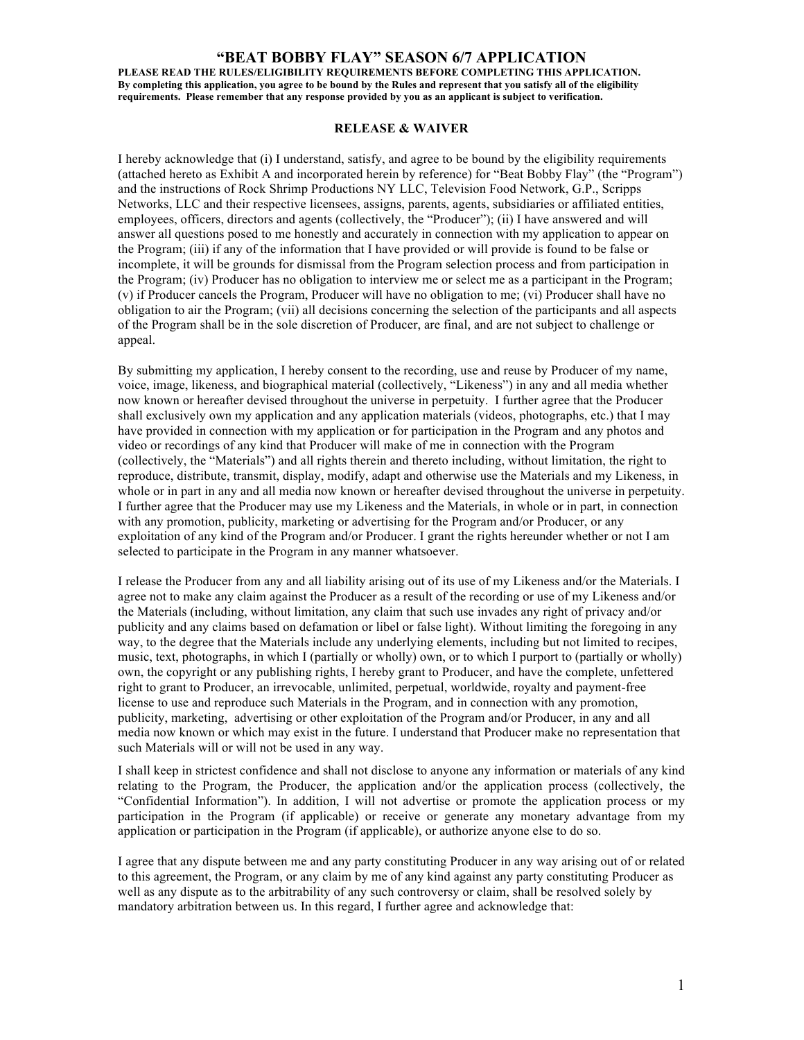# "BEAT BOBBY FLAY" SEASON 6/7 APPLICATION

**PLEASE READ THE RULES/ELIGIBILITY REQUIREMENTS BEFORE COMPLETING THIS APPLICATION. By completing this application, you agree to be bound by the Rules and represent that you satisfy all of the eligibility requirements. Please remember that any response provided by you as an applicant is subject to verification.**

## RELEASE & WAIVER

I hereby acknowledge that (i) I understand, satisfy, and agree to be bound by the eligibility requirements (attached hereto as Exhibit A and incorporated herein by reference) for "Beat Bobby Flay" (the "Program") and the instructions of Rock Shrimp Productions NY LLC, Television Food Network, G.P., Scripps Networks, LLC and their respective licensees, assigns, parents, agents, subsidiaries or affiliated entities, employees, officers, directors and agents (collectively, the "Producer"); (ii) I have answered and will answer all questions posed to me honestly and accurately in connection with my application to appear on the Program; (iii) if any of the information that I have provided or will provide is found to be false or incomplete, it will be grounds for dismissal from the Program selection process and from participation in the Program; (iv) Producer has no obligation to interview me or select me as a participant in the Program; (v) if Producer cancels the Program, Producer will have no obligation to me; (vi) Producer shall have no obligation to air the Program; (vii) all decisions concerning the selection of the participants and all aspects of the Program shall be in the sole discretion of Producer, are final, and are not subject to challenge or appeal.

By submitting my application, I hereby consent to the recording, use and reuse by Producer of my name, voice, image, likeness, and biographical material (collectively, "Likeness") in any and all media whether now known or hereafter devised throughout the universe in perpetuity. I further agree that the Producer shall exclusively own my application and any application materials (videos, photographs, etc.) that I may have provided in connection with my application or for participation in the Program and any photos and video or recordings of any kind that Producer will make of me in connection with the Program (collectively, the "Materials") and all rights therein and thereto including, without limitation, the right to reproduce, distribute, transmit, display, modify, adapt and otherwise use the Materials and my Likeness, in whole or in part in any and all media now known or hereafter devised throughout the universe in perpetuity. I further agree that the Producer may use my Likeness and the Materials, in whole or in part, in connection with any promotion, publicity, marketing or advertising for the Program and/or Producer, or any exploitation of any kind of the Program and/or Producer. I grant the rights hereunder whether or not I am selected to participate in the Program in any manner whatsoever.

I release the Producer from any and all liability arising out of its use of my Likeness and/or the Materials. I agree not to make any claim against the Producer as a result of the recording or use of my Likeness and/or the Materials (including, without limitation, any claim that such use invades any right of privacy and/or publicity and any claims based on defamation or libel or false light). Without limiting the foregoing in any way, to the degree that the Materials include any underlying elements, including but not limited to recipes, music, text, photographs, in which I (partially or wholly) own, or to which I purport to (partially or wholly) own, the copyright or any publishing rights, I hereby grant to Producer, and have the complete, unfettered right to grant to Producer, an irrevocable, unlimited, perpetual, worldwide, royalty and payment-free license to use and reproduce such Materials in the Program, and in connection with any promotion, publicity, marketing, advertising or other exploitation of the Program and/or Producer, in any and all media now known or which may exist in the future. I understand that Producer make no representation that such Materials will or will not be used in any way.

I shall keep in strictest confidence and shall not disclose to anyone any information or materials of any kind relating to the Program, the Producer, the application and/or the application process (collectively, the "Confidential Information"). In addition, I will not advertise or promote the application process or my participation in the Program (if applicable) or receive or generate any monetary advantage from my application or participation in the Program (if applicable), or authorize anyone else to do so.

I agree that any dispute between me and any party constituting Producer in any way arising out of or related to this agreement, the Program, or any claim by me of any kind against any party constituting Producer as well as any dispute as to the arbitrability of any such controversy or claim, shall be resolved solely by mandatory arbitration between us. In this regard, I further agree and acknowledge that: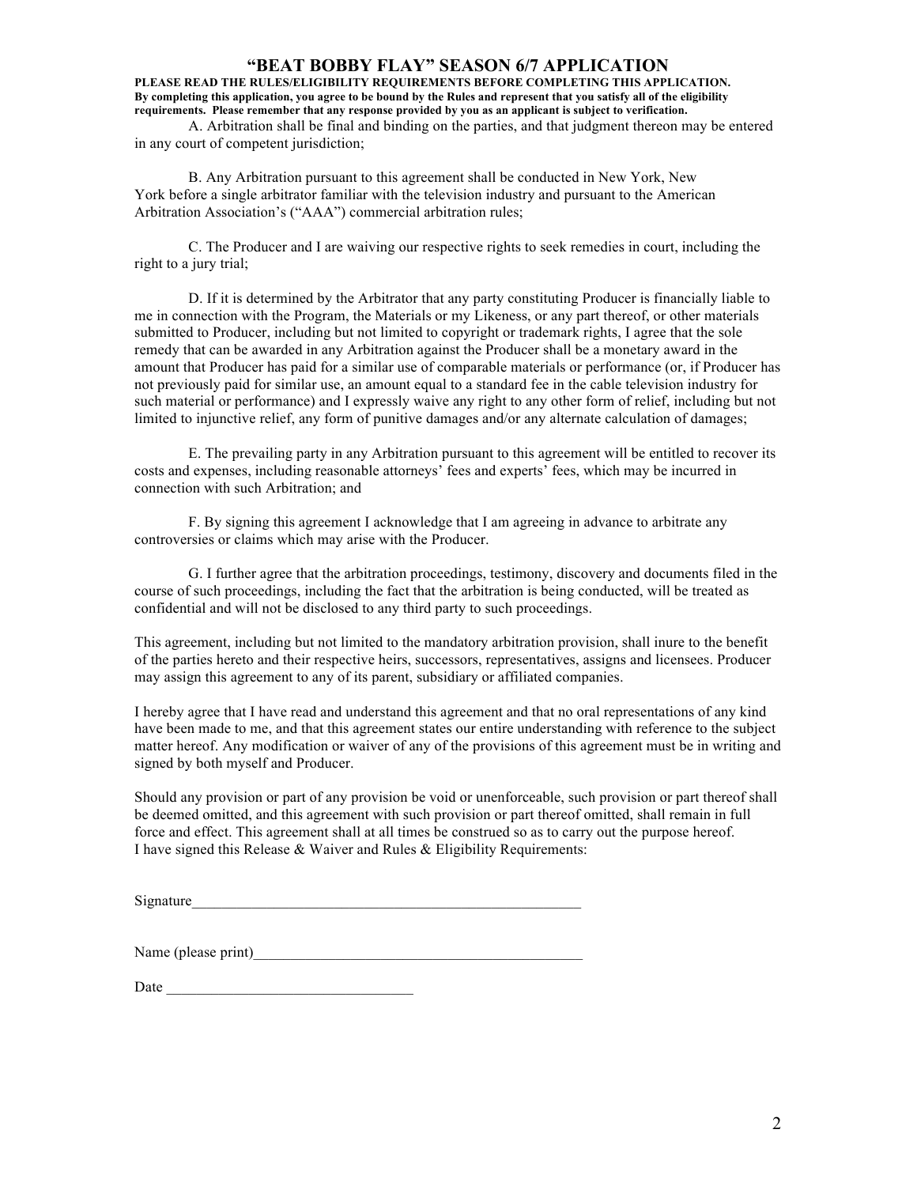# “BEAT BOBBY FLAY” SEASON 6/7 APPLICATION

**PLEASE READ THE RULES/ELIGIBILITY REQUIREMENTS BEFORE COMPLETING THIS APPLICATION. By completing this application, you agree to be bound by the Rules and represent that you satisfy all of the eligibility requirements. Please remember that any response provided by you as an applicant is subject to verification.**

A. Arbitration shall be final and binding on the parties, and that judgment thereon may be entered in any court of competent jurisdiction;

B. Any Arbitration pursuant to this agreement shall be conducted in New York, New York before a single arbitrator familiar with the television industry and pursuant to the American Arbitration Association’s (“AAA”) commercial arbitration rules;

C. The Producer and I are waiving our respective rights to seek remedies in court, including the right to a jury trial;

D. If it is determined by the Arbitrator that any party constituting Producer is financially liable to me in connection with the Program, the Materials or my Likeness, or any part thereof, or other materials submitted to Producer, including but not limited to copyright or trademark rights, I agree that the sole remedy that can be awarded in any Arbitration against the Producer shall be a monetary award in the amount that Producer has paid for a similar use of comparable materials or performance (or, if Producer has not previously paid for similar use, an amount equal to a standard fee in the cable television industry for such material or performance) and I expressly waive any right to any other form of relief, including but not limited to injunctive relief, any form of punitive damages and/or any alternate calculation of damages;

E. The prevailing party in any Arbitration pursuant to this agreement will be entitled to recover its costs and expenses, including reasonable attorneys’ fees and experts’ fees, which may be incurred in connection with such Arbitration; and

F. By signing this agreement I acknowledge that I am agreeing in advance to arbitrate any controversies or claims which may arise with the Producer.

G. I further agree that the arbitration proceedings, testimony, discovery and documents filed in the course of such proceedings, including the fact that the arbitration is being conducted, will be treated as confidential and will not be disclosed to any third party to such proceedings.

This agreement, including but not limited to the mandatory arbitration provision, shall inure to the benefit of the parties hereto and their respective heirs, successors, representatives, assigns and licensees. Producer may assign this agreement to any of its parent, subsidiary or affiliated companies.

I hereby agree that I have read and understand this agreement and that no oral representations of any kind have been made to me, and that this agreement states our entire understanding with reference to the subject matter hereof. Any modification or waiver of any of the provisions of this agreement must be in writing and signed by both myself and Producer.

Should any provision or part of any provision be void or unenforceable, such provision or part thereof shall be deemed omitted, and this agreement with such provision or part thereof omitted, shall remain in full force and effect. This agreement shall at all times be construed so as to carry out the purpose hereof.
I have signed this Release & Waiver and Rules & Eligibility Requirements:

Signature_______________________________________________________

Name (please print)_____________________________________________

Date ________________________________